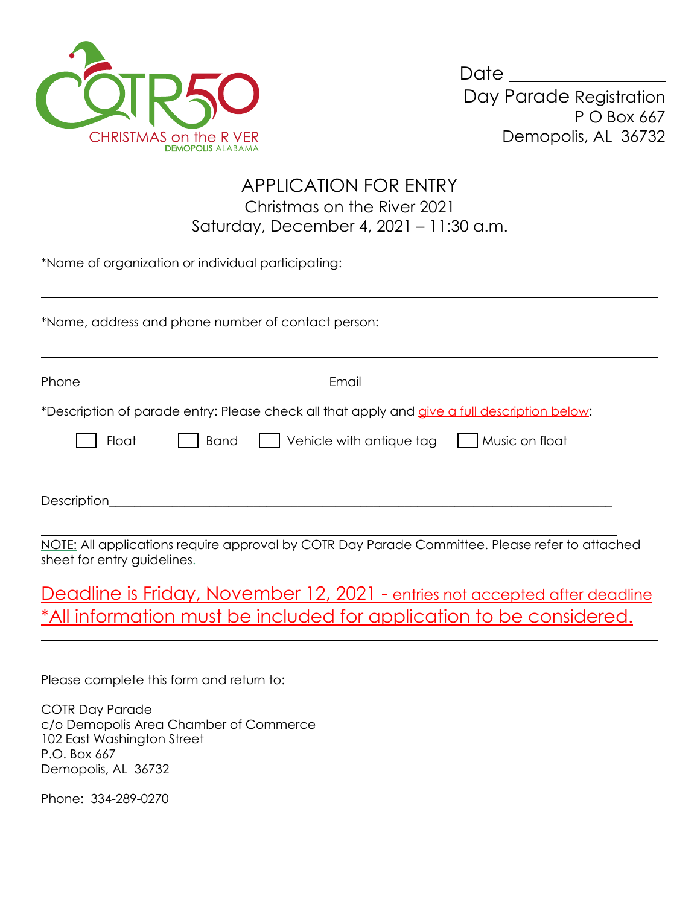COTR50
CHRISTMAS on the RIVER
DEMOPOLIS ALABAMA

Date ________________

Day Parade Registration
P O Box 667
Demopolis, AL 36732

# APPLICATION FOR ENTRY

## Christmas on the River 2021

## Saturday, December 4, 2021 – 11:30 a.m.

*Name of organization or individual participating:

______________________________________________________________________

*Name, address and phone number of contact person:

______________________________________________________________________

Phone ______________________________ Email ______________________________

*Description of parade entry: Please check all that apply and give a full description below:

- [ ] Float
- [ ] Band
- [ ] Vehicle with antique tag
- [ ] Music on float

Description ______________________________________________________________

______________________________________________________________________

NOTE: All applications require approval by COTR Day Parade Committee. Please refer to attached sheet for entry guidelines.

**Deadline is Friday, November 12, 2021 - entries not accepted after deadline**

***All information must be included for application to be considered.**

______________________________________________________________________

Please complete this form and return to:

COTR Day Parade
c/o Demopolis Area Chamber of Commerce
102 East Washington Street
P.O. Box 667
Demopolis, AL 36732

Phone: 334-289-0270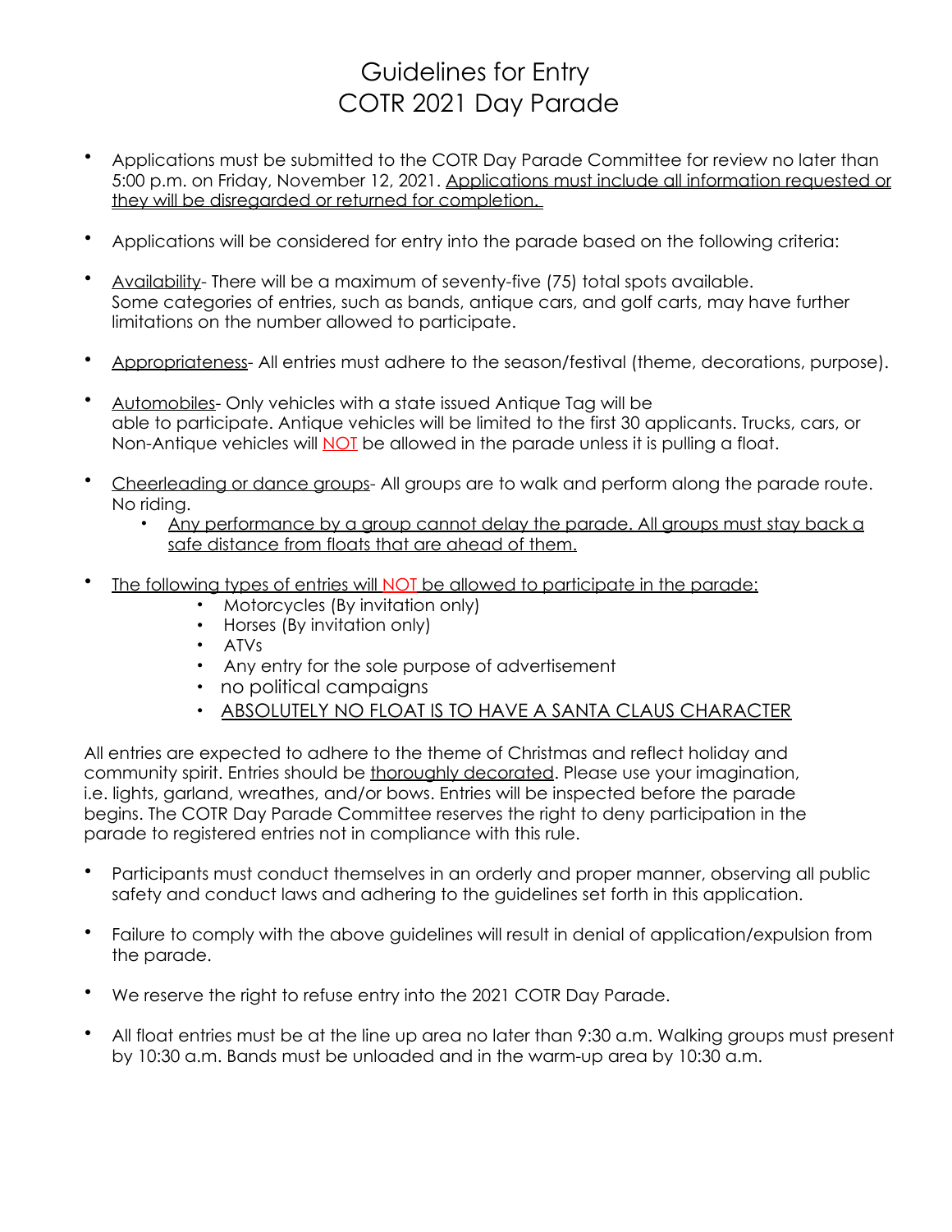# Guidelines for Entry
# COTR 2021 Day Parade

- Applications must be submitted to the COTR Day Parade Committee for review no later than 5:00 p.m. on Friday, November 12, 2021. Applications must include all information requested or they will be disregarded or returned for completion.

- Applications will be considered for entry into the parade based on the following criteria:

- Availability- There will be a maximum of seventy-five (75) total spots available. Some categories of entries, such as bands, antique cars, and golf carts, may have further limitations on the number allowed to participate.

- Appropriateness- All entries must adhere to the season/festival (theme, decorations, purpose).

- Automobiles- Only vehicles with a state issued Antique Tag will be able to participate. Antique vehicles will be limited to the first 30 applicants. Trucks, cars, or Non-Antique vehicles will NOT be allowed in the parade unless it is pulling a float.

- Cheerleading or dance groups- All groups are to walk and perform along the parade route. No riding.
  - Any performance by a group cannot delay the parade. All groups must stay back a safe distance from floats that are ahead of them.

- The following types of entries will NOT be allowed to participate in the parade:
  - Motorcycles (By invitation only)
  - Horses (By invitation only)
  - ATVs
  - Any entry for the sole purpose of advertisement
  - no political campaigns
  - ABSOLUTELY NO FLOAT IS TO HAVE A SANTA CLAUS CHARACTER

All entries are expected to adhere to the theme of Christmas and reflect holiday and community spirit. Entries should be thoroughly decorated. Please use your imagination, i.e. lights, garland, wreathes, and/or bows. Entries will be inspected before the parade begins. The COTR Day Parade Committee reserves the right to deny participation in the parade to registered entries not in compliance with this rule.

- Participants must conduct themselves in an orderly and proper manner, observing all public safety and conduct laws and adhering to the guidelines set forth in this application.

- Failure to comply with the above guidelines will result in denial of application/expulsion from the parade.

- We reserve the right to refuse entry into the 2021 COTR Day Parade.

- All float entries must be at the line up area no later than 9:30 a.m. Walking groups must present by 10:30 a.m. Bands must be unloaded and in the warm-up area by 10:30 a.m.